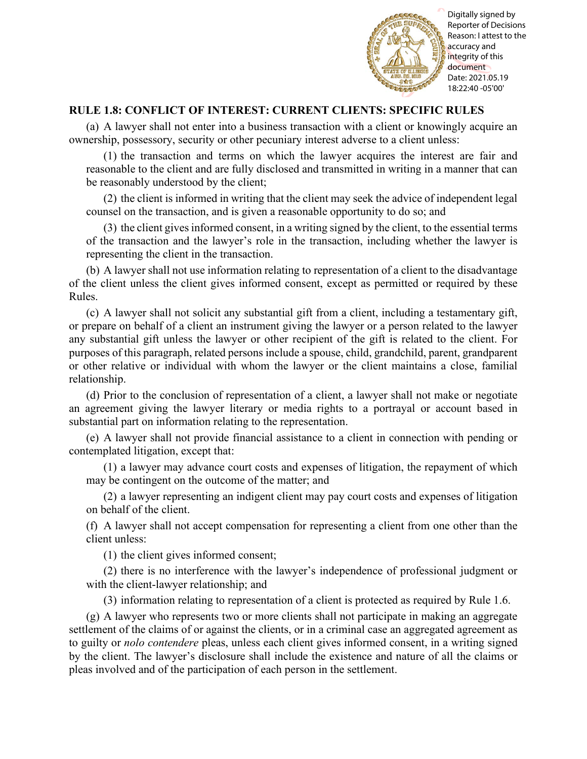## RULE 1.8: CONFLICT OF INTEREST: CURRENT CLIENTS: SPECIFIC RULES

(a) A lawyer shall not enter into a business transaction with a client or knowingly acquire an ownership, possessory, security or other pecuniary interest adverse to a client unless:

(1) the transaction and terms on which the lawyer acquires the interest are fair and reasonable to the client and are fully disclosed and transmitted in writing in a manner that can be reasonably understood by the client;

(2) the client is informed in writing that the client may seek the advice of independent legal counsel on the transaction, and is given a reasonable opportunity to do so; and

(3) the client gives informed consent, in a writing signed by the client, to the essential terms of the transaction and the lawyer's role in the transaction, including whether the lawyer is representing the client in the transaction.

(b) A lawyer shall not use information relating to representation of a client to the disadvantage of the client unless the client gives informed consent, except as permitted or required by these Rules.

(c) A lawyer shall not solicit any substantial gift from a client, including a testamentary gift, or prepare on behalf of a client an instrument giving the lawyer or a person related to the lawyer any substantial gift unless the lawyer or other recipient of the gift is related to the client. For purposes of this paragraph, related persons include a spouse, child, grandchild, parent, grandparent or other relative or individual with whom the lawyer or the client maintains a close, familial relationship.

(d) Prior to the conclusion of representation of a client, a lawyer shall not make or negotiate an agreement giving the lawyer literary or media rights to a portrayal or account based in substantial part on information relating to the representation.

(e) A lawyer shall not provide financial assistance to a client in connection with pending or contemplated litigation, except that:

(1) a lawyer may advance court costs and expenses of litigation, the repayment of which may be contingent on the outcome of the matter; and

(2) a lawyer representing an indigent client may pay court costs and expenses of litigation on behalf of the client.

(f) A lawyer shall not accept compensation for representing a client from one other than the client unless:

(1) the client gives informed consent;

(2) there is no interference with the lawyer's independence of professional judgment or with the client-lawyer relationship; and

(3) information relating to representation of a client is protected as required by Rule 1.6.

(g) A lawyer who represents two or more clients shall not participate in making an aggregate settlement of the claims of or against the clients, or in a criminal case an aggregated agreement as to guilty or *nolo contendere* pleas, unless each client gives informed consent, in a writing signed by the client. The lawyer's disclosure shall include the existence and nature of all the claims or pleas involved and of the participation of each person in the settlement.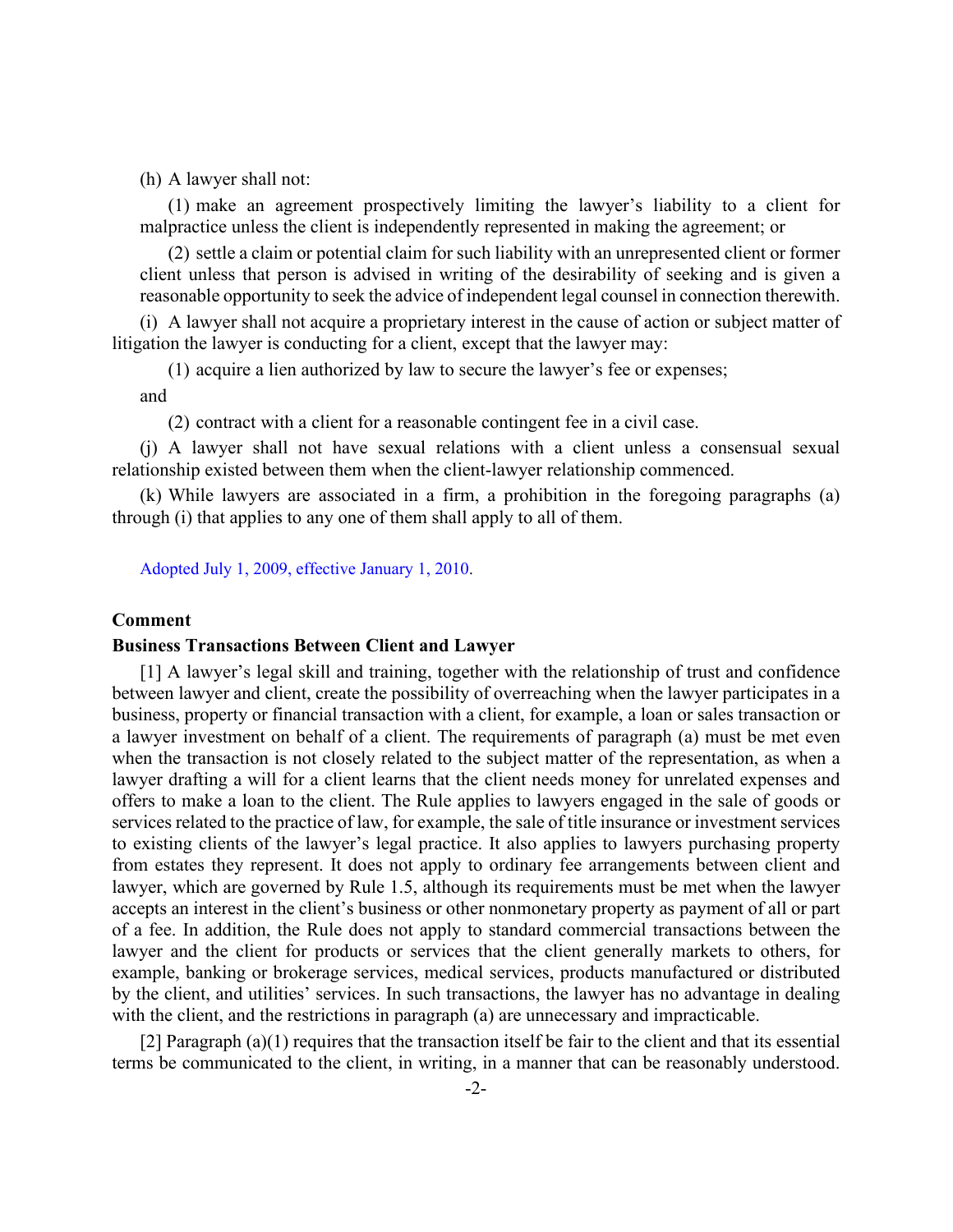(h) A lawyer shall not:

(1) make an agreement prospectively limiting the lawyer's liability to a client for malpractice unless the client is independently represented in making the agreement; or

(2) settle a claim or potential claim for such liability with an unrepresented client or former client unless that person is advised in writing of the desirability of seeking and is given a reasonable opportunity to seek the advice of independent legal counsel in connection therewith.

(i) A lawyer shall not acquire a proprietary interest in the cause of action or subject matter of litigation the lawyer is conducting for a client, except that the lawyer may:

(1) acquire a lien authorized by law to secure the lawyer's fee or expenses;

and

(2) contract with a client for a reasonable contingent fee in a civil case.

(j) A lawyer shall not have sexual relations with a client unless a consensual sexual relationship existed between them when the client-lawyer relationship commenced.

(k) While lawyers are associated in a firm, a prohibition in the foregoing paragraphs (a) through (i) that applies to any one of them shall apply to all of them.

Adopted July 1, 2009, effective January 1, 2010.

**Comment**

**Business Transactions Between Client and Lawyer**

[1] A lawyer's legal skill and training, together with the relationship of trust and confidence between lawyer and client, create the possibility of overreaching when the lawyer participates in a business, property or financial transaction with a client, for example, a loan or sales transaction or a lawyer investment on behalf of a client. The requirements of paragraph (a) must be met even when the transaction is not closely related to the subject matter of the representation, as when a lawyer drafting a will for a client learns that the client needs money for unrelated expenses and offers to make a loan to the client. The Rule applies to lawyers engaged in the sale of goods or services related to the practice of law, for example, the sale of title insurance or investment services to existing clients of the lawyer's legal practice. It also applies to lawyers purchasing property from estates they represent. It does not apply to ordinary fee arrangements between client and lawyer, which are governed by Rule 1.5, although its requirements must be met when the lawyer accepts an interest in the client's business or other nonmonetary property as payment of all or part of a fee. In addition, the Rule does not apply to standard commercial transactions between the lawyer and the client for products or services that the client generally markets to others, for example, banking or brokerage services, medical services, products manufactured or distributed by the client, and utilities' services. In such transactions, the lawyer has no advantage in dealing with the client, and the restrictions in paragraph (a) are unnecessary and impracticable.

[2] Paragraph (a)(1) requires that the transaction itself be fair to the client and that its essential terms be communicated to the client, in writing, in a manner that can be reasonably understood.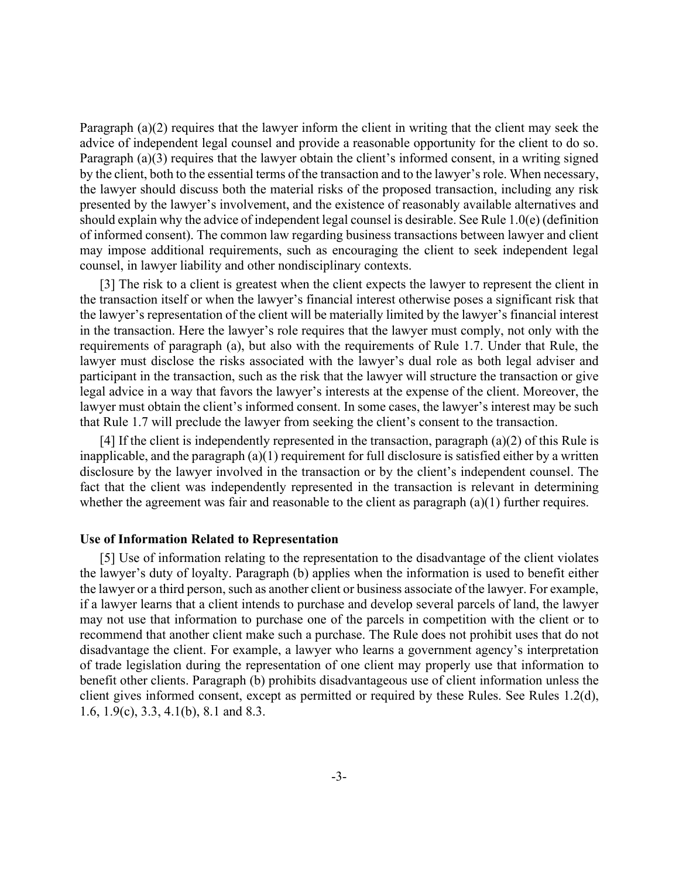Paragraph (a)(2) requires that the lawyer inform the client in writing that the client may seek the advice of independent legal counsel and provide a reasonable opportunity for the client to do so. Paragraph (a)(3) requires that the lawyer obtain the client's informed consent, in a writing signed by the client, both to the essential terms of the transaction and to the lawyer's role. When necessary, the lawyer should discuss both the material risks of the proposed transaction, including any risk presented by the lawyer's involvement, and the existence of reasonably available alternatives and should explain why the advice of independent legal counsel is desirable. See Rule 1.0(e) (definition of informed consent). The common law regarding business transactions between lawyer and client may impose additional requirements, such as encouraging the client to seek independent legal counsel, in lawyer liability and other nondisciplinary contexts.

[3] The risk to a client is greatest when the client expects the lawyer to represent the client in the transaction itself or when the lawyer's financial interest otherwise poses a significant risk that the lawyer's representation of the client will be materially limited by the lawyer's financial interest in the transaction. Here the lawyer's role requires that the lawyer must comply, not only with the requirements of paragraph (a), but also with the requirements of Rule 1.7. Under that Rule, the lawyer must disclose the risks associated with the lawyer's dual role as both legal adviser and participant in the transaction, such as the risk that the lawyer will structure the transaction or give legal advice in a way that favors the lawyer's interests at the expense of the client. Moreover, the lawyer must obtain the client's informed consent. In some cases, the lawyer's interest may be such that Rule 1.7 will preclude the lawyer from seeking the client's consent to the transaction.

[4] If the client is independently represented in the transaction, paragraph (a)(2) of this Rule is inapplicable, and the paragraph (a)(1) requirement for full disclosure is satisfied either by a written disclosure by the lawyer involved in the transaction or by the client's independent counsel. The fact that the client was independently represented in the transaction is relevant in determining whether the agreement was fair and reasonable to the client as paragraph (a)(1) further requires.

**Use of Information Related to Representation**

[5] Use of information relating to the representation to the disadvantage of the client violates the lawyer's duty of loyalty. Paragraph (b) applies when the information is used to benefit either the lawyer or a third person, such as another client or business associate of the lawyer. For example, if a lawyer learns that a client intends to purchase and develop several parcels of land, the lawyer may not use that information to purchase one of the parcels in competition with the client or to recommend that another client make such a purchase. The Rule does not prohibit uses that do not disadvantage the client. For example, a lawyer who learns a government agency's interpretation of trade legislation during the representation of one client may properly use that information to benefit other clients. Paragraph (b) prohibits disadvantageous use of client information unless the client gives informed consent, except as permitted or required by these Rules. See Rules 1.2(d), 1.6, 1.9(c), 3.3, 4.1(b), 8.1 and 8.3.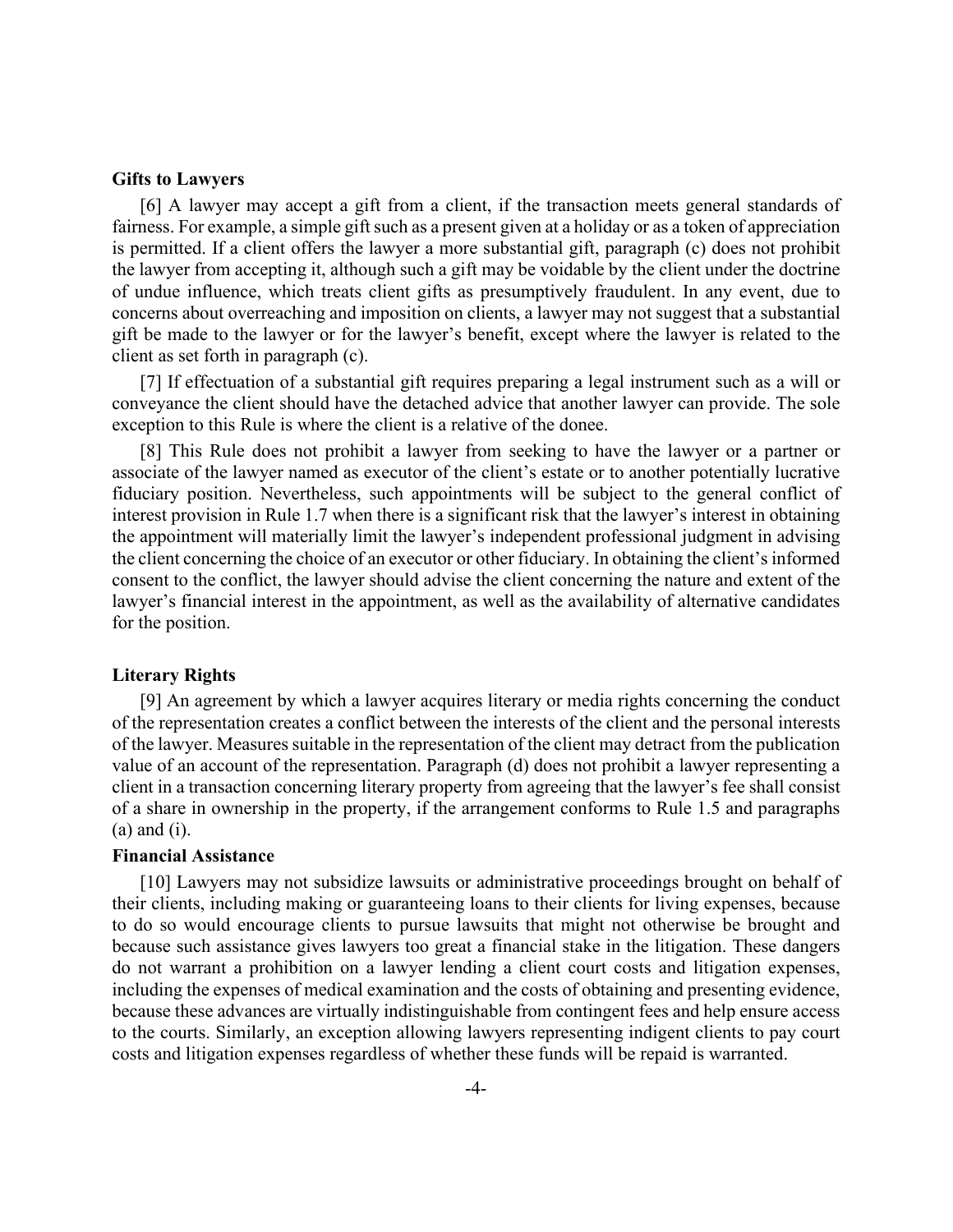**Gifts to Lawyers**

[6] A lawyer may accept a gift from a client, if the transaction meets general standards of fairness. For example, a simple gift such as a present given at a holiday or as a token of appreciation is permitted. If a client offers the lawyer a more substantial gift, paragraph (c) does not prohibit the lawyer from accepting it, although such a gift may be voidable by the client under the doctrine of undue influence, which treats client gifts as presumptively fraudulent. In any event, due to concerns about overreaching and imposition on clients, a lawyer may not suggest that a substantial gift be made to the lawyer or for the lawyer's benefit, except where the lawyer is related to the client as set forth in paragraph (c).

[7] If effectuation of a substantial gift requires preparing a legal instrument such as a will or conveyance the client should have the detached advice that another lawyer can provide. The sole exception to this Rule is where the client is a relative of the donee.

[8] This Rule does not prohibit a lawyer from seeking to have the lawyer or a partner or associate of the lawyer named as executor of the client's estate or to another potentially lucrative fiduciary position. Nevertheless, such appointments will be subject to the general conflict of interest provision in Rule 1.7 when there is a significant risk that the lawyer's interest in obtaining the appointment will materially limit the lawyer's independent professional judgment in advising the client concerning the choice of an executor or other fiduciary. In obtaining the client's informed consent to the conflict, the lawyer should advise the client concerning the nature and extent of the lawyer's financial interest in the appointment, as well as the availability of alternative candidates for the position.

**Literary Rights**

[9] An agreement by which a lawyer acquires literary or media rights concerning the conduct of the representation creates a conflict between the interests of the client and the personal interests of the lawyer. Measures suitable in the representation of the client may detract from the publication value of an account of the representation. Paragraph (d) does not prohibit a lawyer representing a client in a transaction concerning literary property from agreeing that the lawyer's fee shall consist of a share in ownership in the property, if the arrangement conforms to Rule 1.5 and paragraphs (a) and (i).

**Financial Assistance**

[10] Lawyers may not subsidize lawsuits or administrative proceedings brought on behalf of their clients, including making or guaranteeing loans to their clients for living expenses, because to do so would encourage clients to pursue lawsuits that might not otherwise be brought and because such assistance gives lawyers too great a financial stake in the litigation. These dangers do not warrant a prohibition on a lawyer lending a client court costs and litigation expenses, including the expenses of medical examination and the costs of obtaining and presenting evidence, because these advances are virtually indistinguishable from contingent fees and help ensure access to the courts. Similarly, an exception allowing lawyers representing indigent clients to pay court costs and litigation expenses regardless of whether these funds will be repaid is warranted.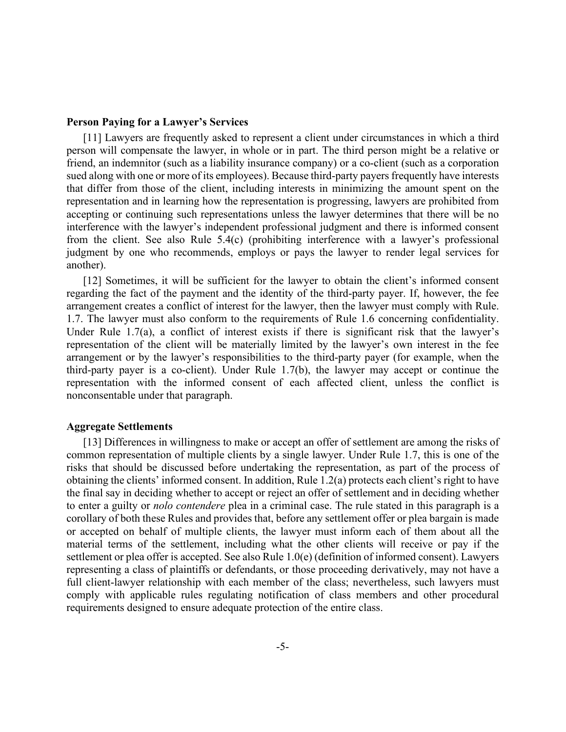**Person Paying for a Lawyer's Services**

[11] Lawyers are frequently asked to represent a client under circumstances in which a third person will compensate the lawyer, in whole or in part. The third person might be a relative or friend, an indemnitor (such as a liability insurance company) or a co-client (such as a corporation sued along with one or more of its employees). Because third-party payers frequently have interests that differ from those of the client, including interests in minimizing the amount spent on the representation and in learning how the representation is progressing, lawyers are prohibited from accepting or continuing such representations unless the lawyer determines that there will be no interference with the lawyer's independent professional judgment and there is informed consent from the client. See also Rule 5.4(c) (prohibiting interference with a lawyer's professional judgment by one who recommends, employs or pays the lawyer to render legal services for another).

[12] Sometimes, it will be sufficient for the lawyer to obtain the client's informed consent regarding the fact of the payment and the identity of the third-party payer. If, however, the fee arrangement creates a conflict of interest for the lawyer, then the lawyer must comply with Rule. 1.7. The lawyer must also conform to the requirements of Rule 1.6 concerning confidentiality. Under Rule 1.7(a), a conflict of interest exists if there is significant risk that the lawyer's representation of the client will be materially limited by the lawyer's own interest in the fee arrangement or by the lawyer's responsibilities to the third-party payer (for example, when the third-party payer is a co-client). Under Rule 1.7(b), the lawyer may accept or continue the representation with the informed consent of each affected client, unless the conflict is nonconsentable under that paragraph.

**Aggregate Settlements**

[13] Differences in willingness to make or accept an offer of settlement are among the risks of common representation of multiple clients by a single lawyer. Under Rule 1.7, this is one of the risks that should be discussed before undertaking the representation, as part of the process of obtaining the clients' informed consent. In addition, Rule 1.2(a) protects each client's right to have the final say in deciding whether to accept or reject an offer of settlement and in deciding whether to enter a guilty or *nolo contendere* plea in a criminal case. The rule stated in this paragraph is a corollary of both these Rules and provides that, before any settlement offer or plea bargain is made or accepted on behalf of multiple clients, the lawyer must inform each of them about all the material terms of the settlement, including what the other clients will receive or pay if the settlement or plea offer is accepted. See also Rule 1.0(e) (definition of informed consent). Lawyers representing a class of plaintiffs or defendants, or those proceeding derivatively, may not have a full client-lawyer relationship with each member of the class; nevertheless, such lawyers must comply with applicable rules regulating notification of class members and other procedural requirements designed to ensure adequate protection of the entire class.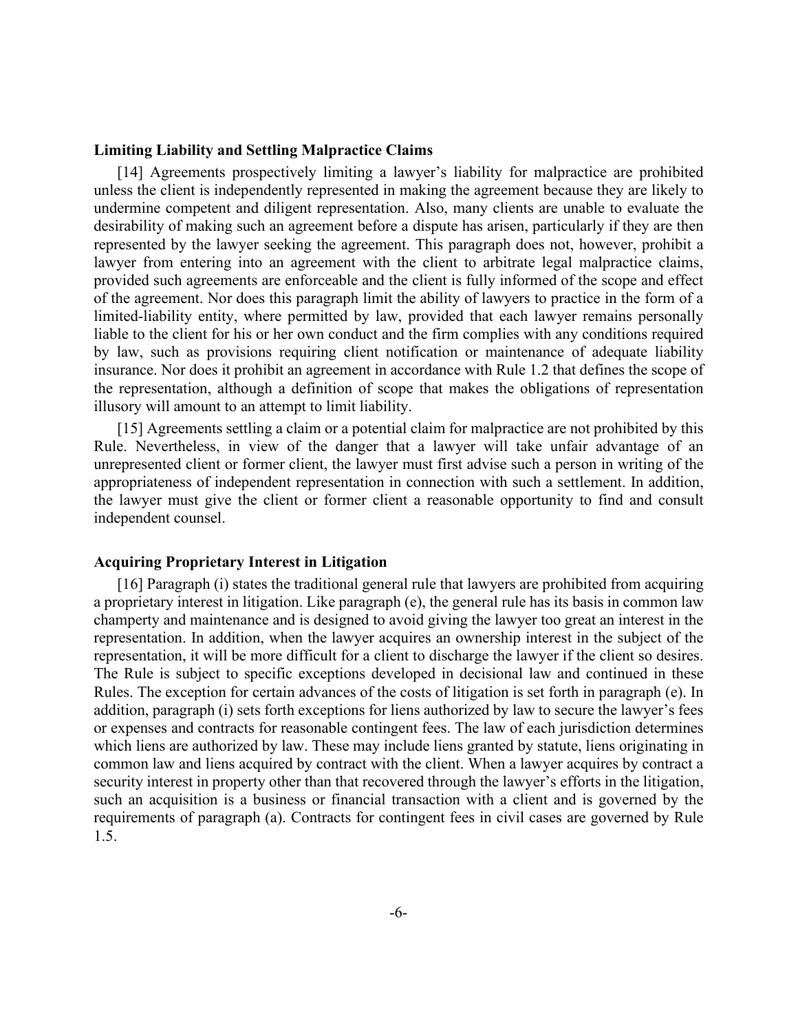**Limiting Liability and Settling Malpractice Claims**

[14] Agreements prospectively limiting a lawyer's liability for malpractice are prohibited unless the client is independently represented in making the agreement because they are likely to undermine competent and diligent representation. Also, many clients are unable to evaluate the desirability of making such an agreement before a dispute has arisen, particularly if they are then represented by the lawyer seeking the agreement. This paragraph does not, however, prohibit a lawyer from entering into an agreement with the client to arbitrate legal malpractice claims, provided such agreements are enforceable and the client is fully informed of the scope and effect of the agreement. Nor does this paragraph limit the ability of lawyers to practice in the form of a limited-liability entity, where permitted by law, provided that each lawyer remains personally liable to the client for his or her own conduct and the firm complies with any conditions required by law, such as provisions requiring client notification or maintenance of adequate liability insurance. Nor does it prohibit an agreement in accordance with Rule 1.2 that defines the scope of the representation, although a definition of scope that makes the obligations of representation illusory will amount to an attempt to limit liability.

[15] Agreements settling a claim or a potential claim for malpractice are not prohibited by this Rule. Nevertheless, in view of the danger that a lawyer will take unfair advantage of an unrepresented client or former client, the lawyer must first advise such a person in writing of the appropriateness of independent representation in connection with such a settlement. In addition, the lawyer must give the client or former client a reasonable opportunity to find and consult independent counsel.

**Acquiring Proprietary Interest in Litigation**

[16] Paragraph (i) states the traditional general rule that lawyers are prohibited from acquiring a proprietary interest in litigation. Like paragraph (e), the general rule has its basis in common law champerty and maintenance and is designed to avoid giving the lawyer too great an interest in the representation. In addition, when the lawyer acquires an ownership interest in the subject of the representation, it will be more difficult for a client to discharge the lawyer if the client so desires. The Rule is subject to specific exceptions developed in decisional law and continued in these Rules. The exception for certain advances of the costs of litigation is set forth in paragraph (e). In addition, paragraph (i) sets forth exceptions for liens authorized by law to secure the lawyer's fees or expenses and contracts for reasonable contingent fees. The law of each jurisdiction determines which liens are authorized by law. These may include liens granted by statute, liens originating in common law and liens acquired by contract with the client. When a lawyer acquires by contract a security interest in property other than that recovered through the lawyer's efforts in the litigation, such an acquisition is a business or financial transaction with a client and is governed by the requirements of paragraph (a). Contracts for contingent fees in civil cases are governed by Rule 1.5.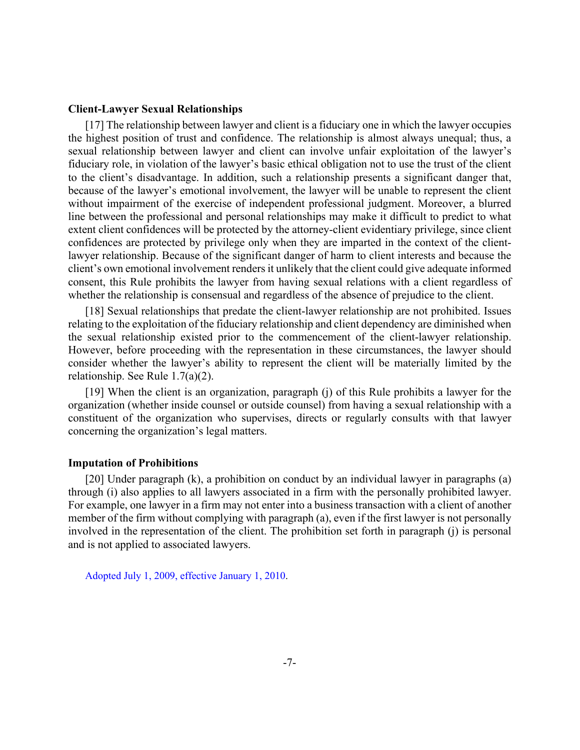**Client-Lawyer Sexual Relationships**

[17] The relationship between lawyer and client is a fiduciary one in which the lawyer occupies the highest position of trust and confidence. The relationship is almost always unequal; thus, a sexual relationship between lawyer and client can involve unfair exploitation of the lawyer's fiduciary role, in violation of the lawyer's basic ethical obligation not to use the trust of the client to the client's disadvantage. In addition, such a relationship presents a significant danger that, because of the lawyer's emotional involvement, the lawyer will be unable to represent the client without impairment of the exercise of independent professional judgment. Moreover, a blurred line between the professional and personal relationships may make it difficult to predict to what extent client confidences will be protected by the attorney-client evidentiary privilege, since client confidences are protected by privilege only when they are imparted in the context of the client-lawyer relationship. Because of the significant danger of harm to client interests and because the client's own emotional involvement renders it unlikely that the client could give adequate informed consent, this Rule prohibits the lawyer from having sexual relations with a client regardless of whether the relationship is consensual and regardless of the absence of prejudice to the client.

[18] Sexual relationships that predate the client-lawyer relationship are not prohibited. Issues relating to the exploitation of the fiduciary relationship and client dependency are diminished when the sexual relationship existed prior to the commencement of the client-lawyer relationship. However, before proceeding with the representation in these circumstances, the lawyer should consider whether the lawyer's ability to represent the client will be materially limited by the relationship. See Rule 1.7(a)(2).

[19] When the client is an organization, paragraph (j) of this Rule prohibits a lawyer for the organization (whether inside counsel or outside counsel) from having a sexual relationship with a constituent of the organization who supervises, directs or regularly consults with that lawyer concerning the organization's legal matters.

**Imputation of Prohibitions**

[20] Under paragraph (k), a prohibition on conduct by an individual lawyer in paragraphs (a) through (i) also applies to all lawyers associated in a firm with the personally prohibited lawyer. For example, one lawyer in a firm may not enter into a business transaction with a client of another member of the firm without complying with paragraph (a), even if the first lawyer is not personally involved in the representation of the client. The prohibition set forth in paragraph (j) is personal and is not applied to associated lawyers.

Adopted July 1, 2009, effective January 1, 2010.